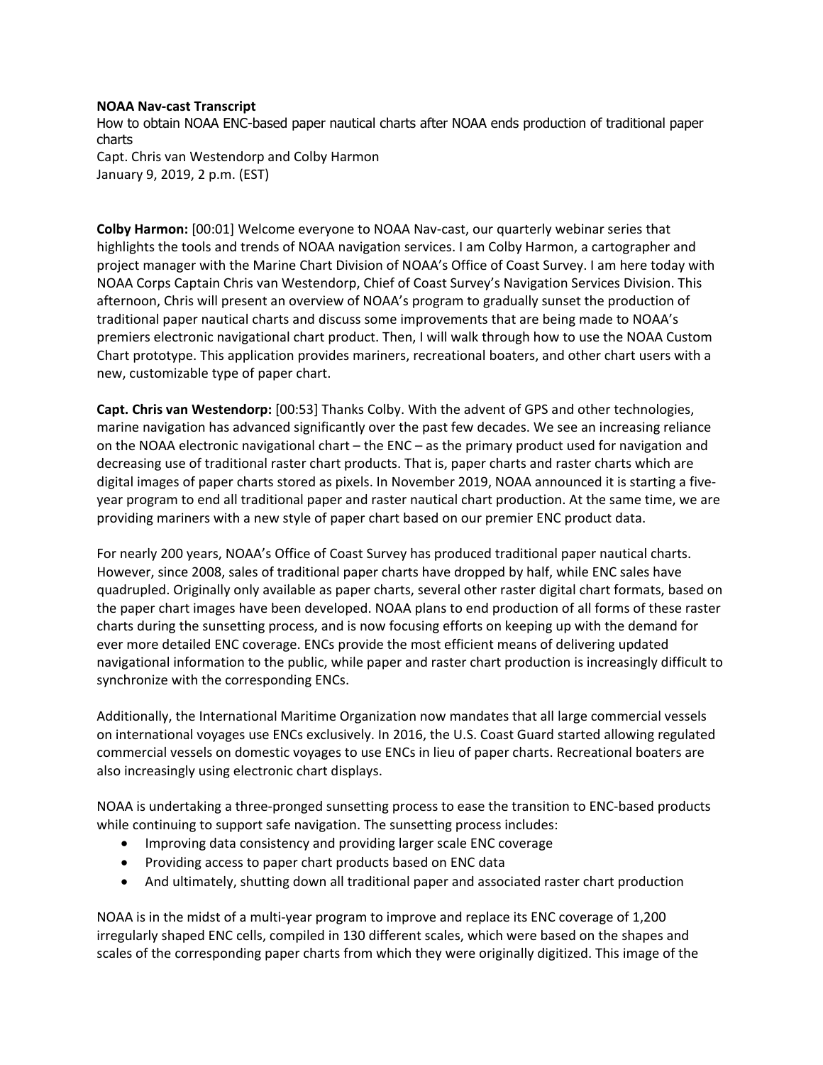**NOAA Nav-cast Transcript**

How to obtain NOAA ENC-based paper nautical charts after NOAA ends production of traditional paper charts

Capt. Chris van Westendorp and Colby Harmon

January 9, 2019, 2 p.m. (EST)

**Colby Harmon:** [00:01] Welcome everyone to NOAA Nav-cast, our quarterly webinar series that highlights the tools and trends of NOAA navigation services. I am Colby Harmon, a cartographer and project manager with the Marine Chart Division of NOAA's Office of Coast Survey. I am here today with NOAA Corps Captain Chris van Westendorp, Chief of Coast Survey's Navigation Services Division. This afternoon, Chris will present an overview of NOAA's program to gradually sunset the production of traditional paper nautical charts and discuss some improvements that are being made to NOAA's premiers electronic navigational chart product. Then, I will walk through how to use the NOAA Custom Chart prototype. This application provides mariners, recreational boaters, and other chart users with a new, customizable type of paper chart.

**Capt. Chris van Westendorp:** [00:53] Thanks Colby. With the advent of GPS and other technologies, marine navigation has advanced significantly over the past few decades. We see an increasing reliance on the NOAA electronic navigational chart – the ENC – as the primary product used for navigation and decreasing use of traditional raster chart products. That is, paper charts and raster charts which are digital images of paper charts stored as pixels. In November 2019, NOAA announced it is starting a five-year program to end all traditional paper and raster nautical chart production. At the same time, we are providing mariners with a new style of paper chart based on our premier ENC product data.

For nearly 200 years, NOAA's Office of Coast Survey has produced traditional paper nautical charts. However, since 2008, sales of traditional paper charts have dropped by half, while ENC sales have quadrupled. Originally only available as paper charts, several other raster digital chart formats, based on the paper chart images have been developed. NOAA plans to end production of all forms of these raster charts during the sunsetting process, and is now focusing efforts on keeping up with the demand for ever more detailed ENC coverage. ENCs provide the most efficient means of delivering updated navigational information to the public, while paper and raster chart production is increasingly difficult to synchronize with the corresponding ENCs.

Additionally, the International Maritime Organization now mandates that all large commercial vessels on international voyages use ENCs exclusively. In 2016, the U.S. Coast Guard started allowing regulated commercial vessels on domestic voyages to use ENCs in lieu of paper charts. Recreational boaters are also increasingly using electronic chart displays.

NOAA is undertaking a three-pronged sunsetting process to ease the transition to ENC-based products while continuing to support safe navigation. The sunsetting process includes:

- Improving data consistency and providing larger scale ENC coverage
- Providing access to paper chart products based on ENC data
- And ultimately, shutting down all traditional paper and associated raster chart production

NOAA is in the midst of a multi-year program to improve and replace its ENC coverage of 1,200 irregularly shaped ENC cells, compiled in 130 different scales, which were based on the shapes and scales of the corresponding paper charts from which they were originally digitized. This image of the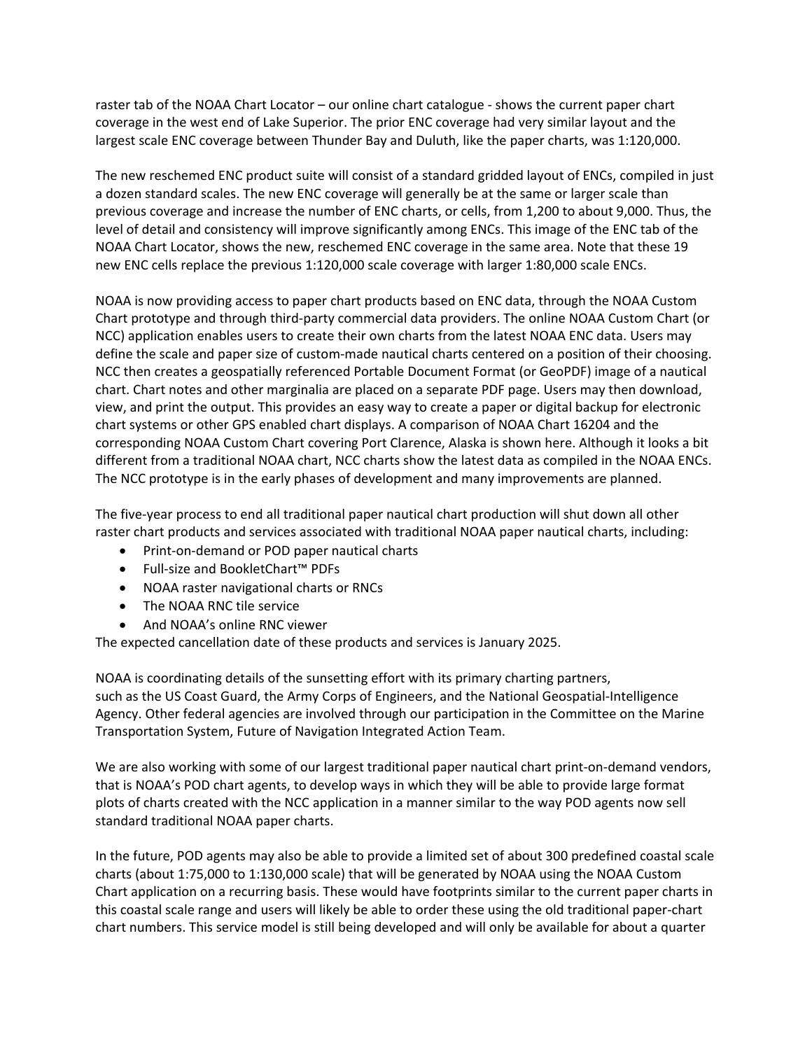raster tab of the NOAA Chart Locator – our online chart catalogue - shows the current paper chart coverage in the west end of Lake Superior. The prior ENC coverage had very similar layout and the largest scale ENC coverage between Thunder Bay and Duluth, like the paper charts, was 1:120,000.

The new reschemed ENC product suite will consist of a standard gridded layout of ENCs, compiled in just a dozen standard scales. The new ENC coverage will generally be at the same or larger scale than previous coverage and increase the number of ENC charts, or cells, from 1,200 to about 9,000. Thus, the level of detail and consistency will improve significantly among ENCs. This image of the ENC tab of the NOAA Chart Locator, shows the new, reschemed ENC coverage in the same area. Note that these 19 new ENC cells replace the previous 1:120,000 scale coverage with larger 1:80,000 scale ENCs.

NOAA is now providing access to paper chart products based on ENC data, through the NOAA Custom Chart prototype and through third-party commercial data providers. The online NOAA Custom Chart (or NCC) application enables users to create their own charts from the latest NOAA ENC data. Users may define the scale and paper size of custom-made nautical charts centered on a position of their choosing. NCC then creates a geospatially referenced Portable Document Format (or GeoPDF) image of a nautical chart. Chart notes and other marginalia are placed on a separate PDF page. Users may then download, view, and print the output. This provides an easy way to create a paper or digital backup for electronic chart systems or other GPS enabled chart displays. A comparison of NOAA Chart 16204 and the corresponding NOAA Custom Chart covering Port Clarence, Alaska is shown here. Although it looks a bit different from a traditional NOAA chart, NCC charts show the latest data as compiled in the NOAA ENCs. The NCC prototype is in the early phases of development and many improvements are planned.

The five-year process to end all traditional paper nautical chart production will shut down all other raster chart products and services associated with traditional NOAA paper nautical charts, including:

- Print-on-demand or POD paper nautical charts
- Full-size and BookletChart™ PDFs
- NOAA raster navigational charts or RNCs
- The NOAA RNC tile service
- And NOAA's online RNC viewer

The expected cancellation date of these products and services is January 2025.

NOAA is coordinating details of the sunsetting effort with its primary charting partners, such as the US Coast Guard, the Army Corps of Engineers, and the National Geospatial-Intelligence Agency. Other federal agencies are involved through our participation in the Committee on the Marine Transportation System, Future of Navigation Integrated Action Team.

We are also working with some of our largest traditional paper nautical chart print-on-demand vendors, that is NOAA's POD chart agents, to develop ways in which they will be able to provide large format plots of charts created with the NCC application in a manner similar to the way POD agents now sell standard traditional NOAA paper charts.

In the future, POD agents may also be able to provide a limited set of about 300 predefined coastal scale charts (about 1:75,000 to 1:130,000 scale) that will be generated by NOAA using the NOAA Custom Chart application on a recurring basis. These would have footprints similar to the current paper charts in this coastal scale range and users will likely be able to order these using the old traditional paper-chart chart numbers. This service model is still being developed and will only be available for about a quarter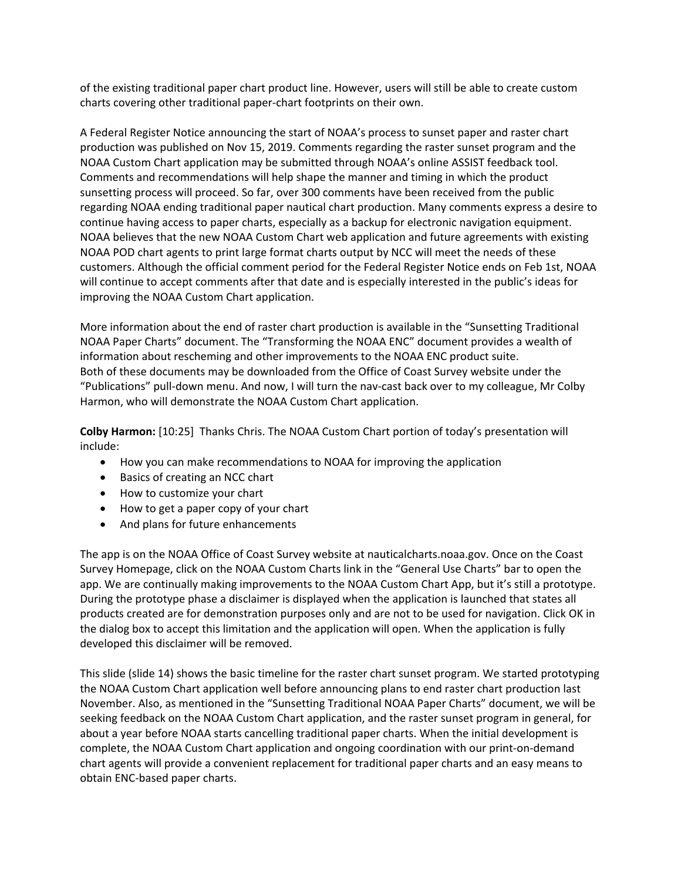of the existing traditional paper chart product line. However, users will still be able to create custom charts covering other traditional paper-chart footprints on their own.

A Federal Register Notice announcing the start of NOAA's process to sunset paper and raster chart production was published on Nov 15, 2019. Comments regarding the raster sunset program and the NOAA Custom Chart application may be submitted through NOAA's online ASSIST feedback tool. Comments and recommendations will help shape the manner and timing in which the product sunsetting process will proceed. So far, over 300 comments have been received from the public regarding NOAA ending traditional paper nautical chart production. Many comments express a desire to continue having access to paper charts, especially as a backup for electronic navigation equipment. NOAA believes that the new NOAA Custom Chart web application and future agreements with existing NOAA POD chart agents to print large format charts output by NCC will meet the needs of these customers. Although the official comment period for the Federal Register Notice ends on Feb 1st, NOAA will continue to accept comments after that date and is especially interested in the public's ideas for improving the NOAA Custom Chart application.

More information about the end of raster chart production is available in the "Sunsetting Traditional NOAA Paper Charts" document. The "Transforming the NOAA ENC" document provides a wealth of information about rescheming and other improvements to the NOAA ENC product suite. Both of these documents may be downloaded from the Office of Coast Survey website under the "Publications" pull-down menu. And now, I will turn the nav-cast back over to my colleague, Mr Colby Harmon, who will demonstrate the NOAA Custom Chart application.

**Colby Harmon:** [10:25] Thanks Chris. The NOAA Custom Chart portion of today's presentation will include:

- How you can make recommendations to NOAA for improving the application
- Basics of creating an NCC chart
- How to customize your chart
- How to get a paper copy of your chart
- And plans for future enhancements

The app is on the NOAA Office of Coast Survey website at nauticalcharts.noaa.gov. Once on the Coast Survey Homepage, click on the NOAA Custom Charts link in the "General Use Charts" bar to open the app. We are continually making improvements to the NOAA Custom Chart App, but it's still a prototype. During the prototype phase a disclaimer is displayed when the application is launched that states all products created are for demonstration purposes only and are not to be used for navigation. Click OK in the dialog box to accept this limitation and the application will open. When the application is fully developed this disclaimer will be removed.

This slide (slide 14) shows the basic timeline for the raster chart sunset program. We started prototyping the NOAA Custom Chart application well before announcing plans to end raster chart production last November. Also, as mentioned in the "Sunsetting Traditional NOAA Paper Charts" document, we will be seeking feedback on the NOAA Custom Chart application, and the raster sunset program in general, for about a year before NOAA starts cancelling traditional paper charts. When the initial development is complete, the NOAA Custom Chart application and ongoing coordination with our print-on-demand chart agents will provide a convenient replacement for traditional paper charts and an easy means to obtain ENC-based paper charts.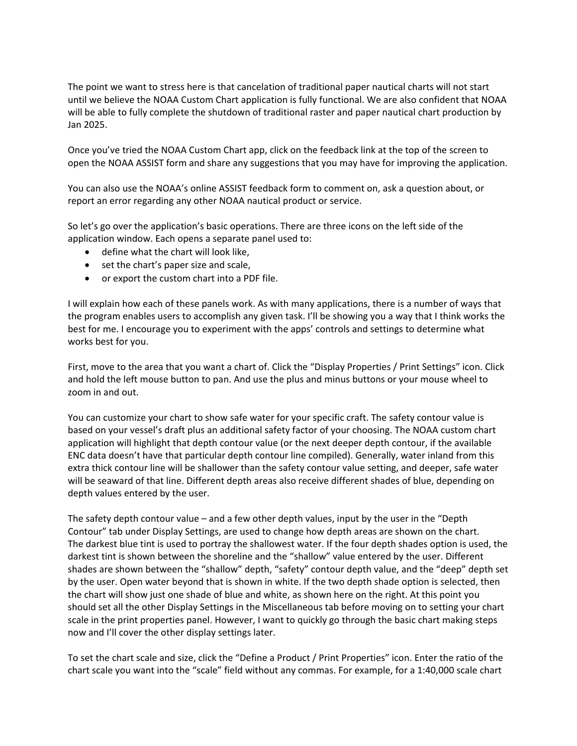The point we want to stress here is that cancelation of traditional paper nautical charts will not start until we believe the NOAA Custom Chart application is fully functional. We are also confident that NOAA will be able to fully complete the shutdown of traditional raster and paper nautical chart production by Jan 2025.

Once you've tried the NOAA Custom Chart app, click on the feedback link at the top of the screen to open the NOAA ASSIST form and share any suggestions that you may have for improving the application.

You can also use the NOAA's online ASSIST feedback form to comment on, ask a question about, or report an error regarding any other NOAA nautical product or service.

So let's go over the application's basic operations. There are three icons on the left side of the application window. Each opens a separate panel used to:

- define what the chart will look like,
- set the chart's paper size and scale,
- or export the custom chart into a PDF file.

I will explain how each of these panels work. As with many applications, there is a number of ways that the program enables users to accomplish any given task. I'll be showing you a way that I think works the best for me. I encourage you to experiment with the apps' controls and settings to determine what works best for you.

First, move to the area that you want a chart of. Click the "Display Properties / Print Settings" icon. Click and hold the left mouse button to pan. And use the plus and minus buttons or your mouse wheel to zoom in and out.

You can customize your chart to show safe water for your specific craft. The safety contour value is based on your vessel's draft plus an additional safety factor of your choosing. The NOAA custom chart application will highlight that depth contour value (or the next deeper depth contour, if the available ENC data doesn't have that particular depth contour line compiled). Generally, water inland from this extra thick contour line will be shallower than the safety contour value setting, and deeper, safe water will be seaward of that line. Different depth areas also receive different shades of blue, depending on depth values entered by the user.

The safety depth contour value – and a few other depth values, input by the user in the "Depth Contour" tab under Display Settings, are used to change how depth areas are shown on the chart. The darkest blue tint is used to portray the shallowest water. If the four depth shades option is used, the darkest tint is shown between the shoreline and the "shallow" value entered by the user. Different shades are shown between the "shallow" depth, "safety" contour depth value, and the "deep" depth set by the user. Open water beyond that is shown in white. If the two depth shade option is selected, then the chart will show just one shade of blue and white, as shown here on the right. At this point you should set all the other Display Settings in the Miscellaneous tab before moving on to setting your chart scale in the print properties panel. However, I want to quickly go through the basic chart making steps now and I'll cover the other display settings later.

To set the chart scale and size, click the "Define a Product / Print Properties" icon. Enter the ratio of the chart scale you want into the "scale" field without any commas. For example, for a 1:40,000 scale chart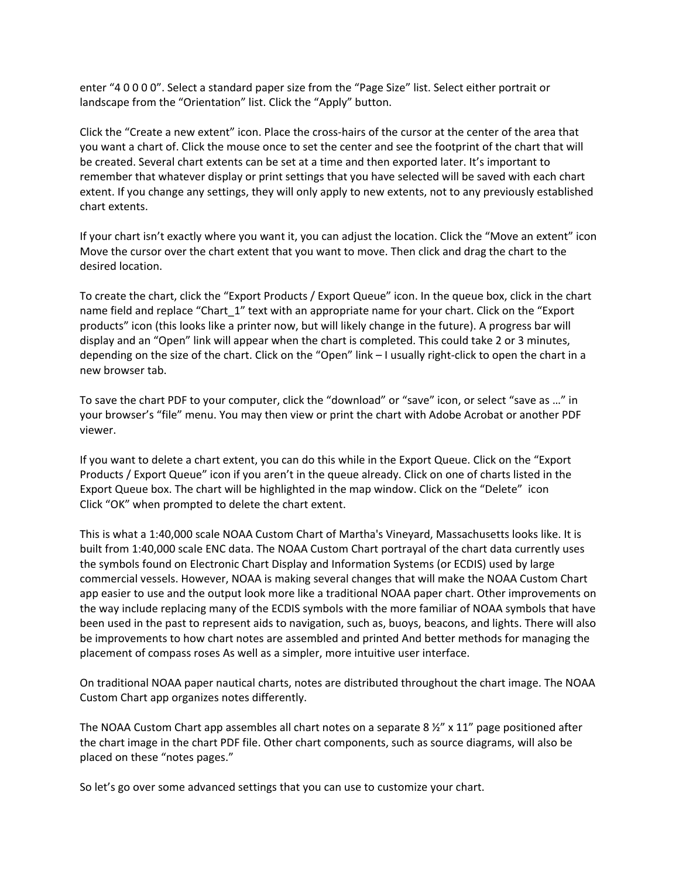enter “4 0 0 0 0”. Select a standard paper size from the “Page Size” list. Select either portrait or landscape from the “Orientation” list. Click the “Apply” button.

Click the “Create a new extent” icon. Place the cross-hairs of the cursor at the center of the area that you want a chart of. Click the mouse once to set the center and see the footprint of the chart that will be created. Several chart extents can be set at a time and then exported later. It’s important to remember that whatever display or print settings that you have selected will be saved with each chart extent. If you change any settings, they will only apply to new extents, not to any previously established chart extents.

If your chart isn’t exactly where you want it, you can adjust the location. Click the “Move an extent” icon Move the cursor over the chart extent that you want to move. Then click and drag the chart to the desired location.

To create the chart, click the “Export Products / Export Queue” icon. In the queue box, click in the chart name field and replace “Chart_1” text with an appropriate name for your chart. Click on the “Export products” icon (this looks like a printer now, but will likely change in the future). A progress bar will display and an “Open” link will appear when the chart is completed. This could take 2 or 3 minutes, depending on the size of the chart. Click on the “Open” link – I usually right-click to open the chart in a new browser tab.

To save the chart PDF to your computer, click the “download” or “save” icon, or select “save as …” in your browser’s “file” menu. You may then view or print the chart with Adobe Acrobat or another PDF viewer.

If you want to delete a chart extent, you can do this while in the Export Queue. Click on the “Export Products / Export Queue” icon if you aren’t in the queue already. Click on one of charts listed in the Export Queue box. The chart will be highlighted in the map window. Click on the “Delete” icon Click “OK” when prompted to delete the chart extent.

This is what a 1:40,000 scale NOAA Custom Chart of Martha's Vineyard, Massachusetts looks like. It is built from 1:40,000 scale ENC data. The NOAA Custom Chart portrayal of the chart data currently uses the symbols found on Electronic Chart Display and Information Systems (or ECDIS) used by large commercial vessels. However, NOAA is making several changes that will make the NOAA Custom Chart app easier to use and the output look more like a traditional NOAA paper chart. Other improvements on the way include replacing many of the ECDIS symbols with the more familiar of NOAA symbols that have been used in the past to represent aids to navigation, such as, buoys, beacons, and lights. There will also be improvements to how chart notes are assembled and printed And better methods for managing the placement of compass roses As well as a simpler, more intuitive user interface.

On traditional NOAA paper nautical charts, notes are distributed throughout the chart image. The NOAA Custom Chart app organizes notes differently.

The NOAA Custom Chart app assembles all chart notes on a separate 8 ½” x 11” page positioned after the chart image in the chart PDF file. Other chart components, such as source diagrams, will also be placed on these “notes pages.”

So let’s go over some advanced settings that you can use to customize your chart.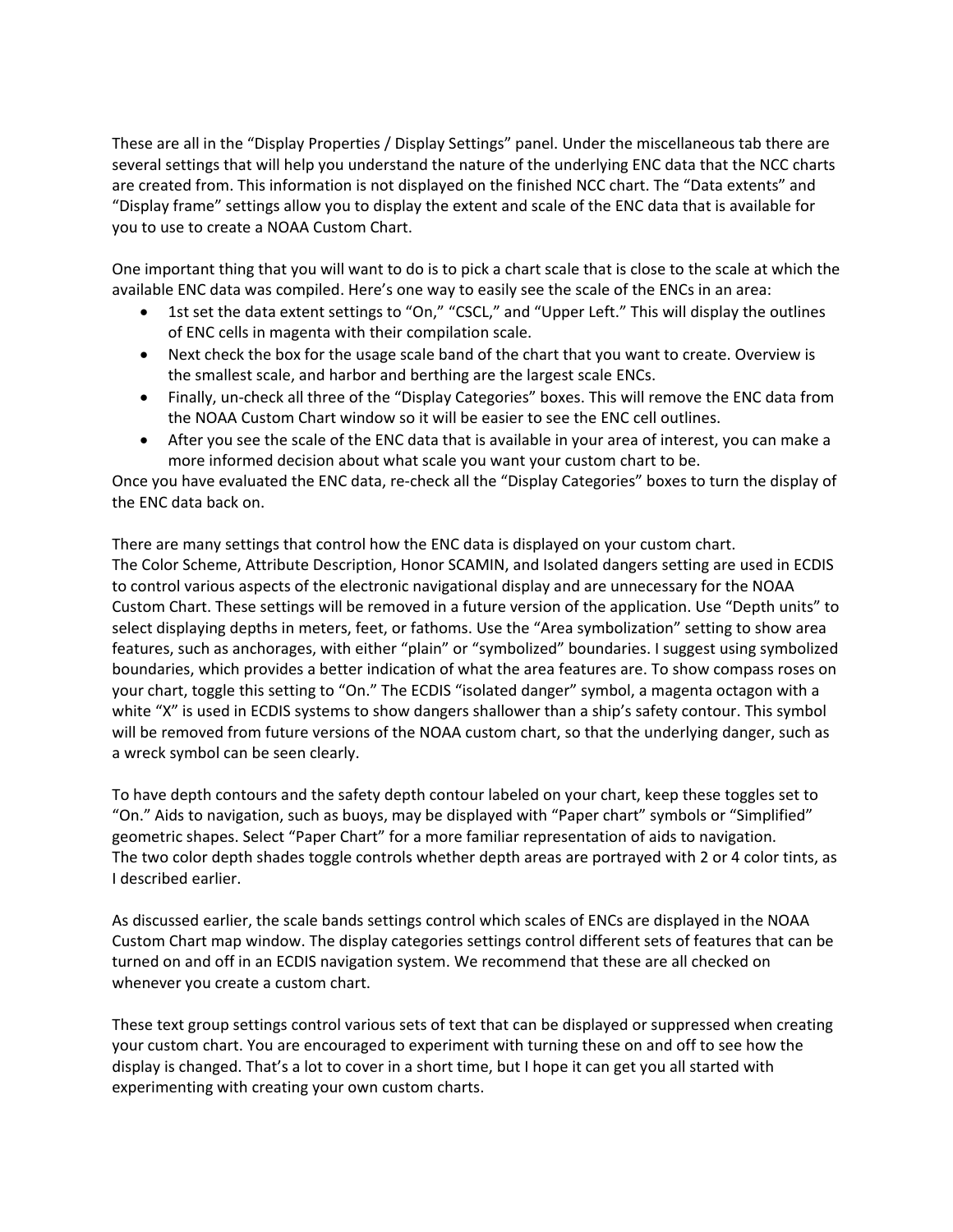These are all in the "Display Properties / Display Settings" panel. Under the miscellaneous tab there are several settings that will help you understand the nature of the underlying ENC data that the NCC charts are created from. This information is not displayed on the finished NCC chart. The "Data extents" and "Display frame" settings allow you to display the extent and scale of the ENC data that is available for you to use to create a NOAA Custom Chart.

One important thing that you will want to do is to pick a chart scale that is close to the scale at which the available ENC data was compiled. Here's one way to easily see the scale of the ENCs in an area:

- 1st set the data extent settings to "On," "CSCL," and "Upper Left." This will display the outlines of ENC cells in magenta with their compilation scale.
- Next check the box for the usage scale band of the chart that you want to create. Overview is the smallest scale, and harbor and berthing are the largest scale ENCs.
- Finally, un-check all three of the "Display Categories" boxes. This will remove the ENC data from the NOAA Custom Chart window so it will be easier to see the ENC cell outlines.
- After you see the scale of the ENC data that is available in your area of interest, you can make a more informed decision about what scale you want your custom chart to be.

Once you have evaluated the ENC data, re-check all the "Display Categories" boxes to turn the display of the ENC data back on.

There are many settings that control how the ENC data is displayed on your custom chart.
The Color Scheme, Attribute Description, Honor SCAMIN, and Isolated dangers setting are used in ECDIS to control various aspects of the electronic navigational display and are unnecessary for the NOAA Custom Chart. These settings will be removed in a future version of the application. Use "Depth units" to select displaying depths in meters, feet, or fathoms. Use the "Area symbolization" setting to show area features, such as anchorages, with either "plain" or "symbolized" boundaries. I suggest using symbolized boundaries, which provides a better indication of what the area features are. To show compass roses on your chart, toggle this setting to "On." The ECDIS "isolated danger" symbol, a magenta octagon with a white "X" is used in ECDIS systems to show dangers shallower than a ship's safety contour. This symbol will be removed from future versions of the NOAA custom chart, so that the underlying danger, such as a wreck symbol can be seen clearly.

To have depth contours and the safety depth contour labeled on your chart, keep these toggles set to "On." Aids to navigation, such as buoys, may be displayed with "Paper chart" symbols or "Simplified" geometric shapes. Select "Paper Chart" for a more familiar representation of aids to navigation.
The two color depth shades toggle controls whether depth areas are portrayed with 2 or 4 color tints, as I described earlier.

As discussed earlier, the scale bands settings control which scales of ENCs are displayed in the NOAA Custom Chart map window. The display categories settings control different sets of features that can be turned on and off in an ECDIS navigation system. We recommend that these are all checked on whenever you create a custom chart.

These text group settings control various sets of text that can be displayed or suppressed when creating your custom chart. You are encouraged to experiment with turning these on and off to see how the display is changed. That's a lot to cover in a short time, but I hope it can get you all started with experimenting with creating your own custom charts.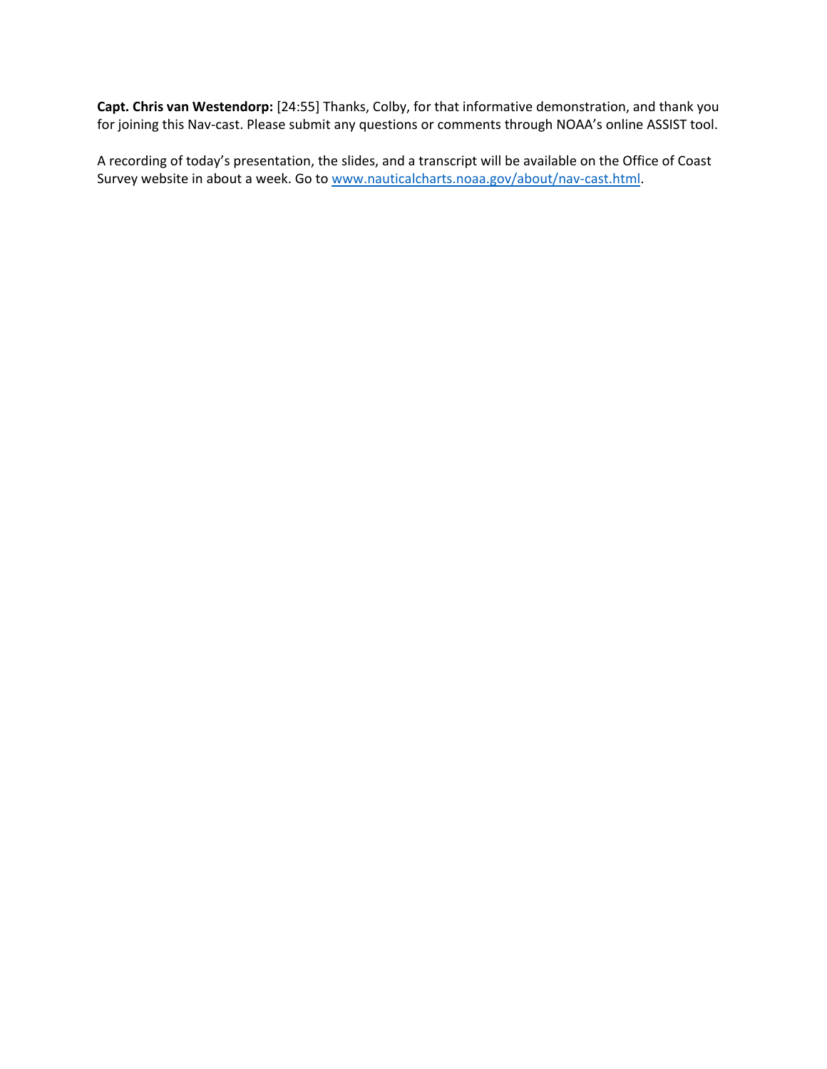**Capt. Chris van Westendorp:** [24:55] Thanks, Colby, for that informative demonstration, and thank you for joining this Nav-cast. Please submit any questions or comments through NOAA's online ASSIST tool.

A recording of today's presentation, the slides, and a transcript will be available on the Office of Coast Survey website in about a week. Go to [www.nauticalcharts.noaa.gov/about/nav-cast.html](www.nauticalcharts.noaa.gov/about/nav-cast.html).